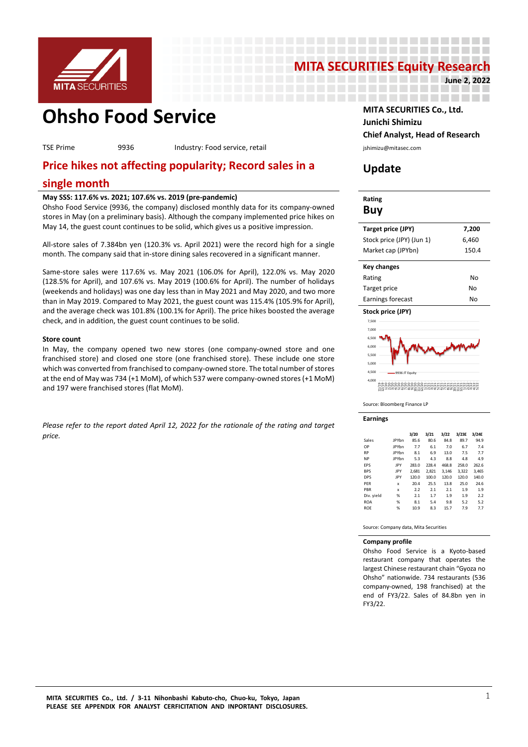# Ohsho Food Service

TSE Prime 9936 Industry: Food service, retail

## Price hikes not affecting popularity; Record sales in a single month

**May SSS: 117.6% vs. 2021; 107.6% vs. 2019 (pre-pandemic)**

Ohsho Food Service (9936, the company) disclosed monthly data for its company-owned stores in May (on a preliminary basis). Although the company implemented price hikes on May 14, the guest count continues to be solid, which gives us a positive impression.

All-store sales of 7.384bn yen (120.3% vs. April 2021) were the record high for a single month. The company said that in-store dining sales recovered in a significant manner.

Same-store sales were 117.6% vs. May 2021 (106.0% for April), 122.0% vs. May 2020 (128.5% for April), and 107.6% vs. May 2019 (100.6% for April). The number of holidays (weekends and holidays) was one day less than in May 2021 and May 2020, and two more than in May 2019. Compared to May 2021, the guest count was 115.4% (105.9% for April), and the average check was 101.8% (100.1% for April). The price hikes boosted the average check, and in addition, the guest count continues to be solid.

**Store count**

In May, the company opened two new stores (one company-owned store and one franchised store) and closed one store (one franchised store). These include one store which was converted from franchised to company-owned store. The total number of stores at the end of May was 734 (+1 MoM), of which 537 were company-owned stores (+1 MoM) and 197 were franchised stores (flat MoM).

*Please refer to the report dated April 12, 2022 for the rationale of the rating and target price.*

MITA SECURITIES Co., Ltd.
Junichi Shimizu
Chief Analyst, Head of Research
jshimizu@mitasec.com

## Update

**Rating**
**Buy**

| **Target price (JPY)** | **7,200** |
|---|---|
| Stock price (JPY) (Jun 1) | 6,460 |
| Market cap (JPYbn) | 150.4 |

| **Key changes** | |
|---|---|
| Rating | No |
| Target price | No |
| Earnings forecast | No |

**Stock price (JPY)**

Source: Bloomberg Finance LP

**Earnings**

| | | 3/20 | 3/21 | 3/22 | 3/23E | 3/24E |
|---|---|---|---|---|---|---|
| Sales | JPYbn | 85.6 | 80.6 | 84.8 | 89.7 | 94.9 |
| OP | JPYbn | 7.7 | 6.1 | 7.0 | 6.7 | 7.4 |
| RP | JPYbn | 8.1 | 6.9 | 13.0 | 7.5 | 7.7 |
| NP | JPYbn | 5.3 | 4.3 | 8.8 | 4.8 | 4.9 |
| EPS | JPY | 283.0 | 228.4 | 468.8 | 258.0 | 262.6 |
| BPS | JPY | 2,681 | 2,821 | 3,146 | 3,322 | 3,465 |
| DPS | JPY | 120.0 | 100.0 | 120.0 | 120.0 | 140.0 |
| PER | x | 20.4 | 25.5 | 13.8 | 25.0 | 24.6 |
| PBR | x | 2.2 | 2.1 | 2.1 | 1.9 | 1.9 |
| Div. yield | % | 2.1 | 1.7 | 1.9 | 1.9 | 2.2 |
| ROA | % | 8.1 | 5.4 | 9.8 | 5.2 | 5.2 |
| ROE | % | 10.9 | 8.3 | 15.7 | 7.9 | 7.7 |

Source: Company data, Mita Securities

**Company profile**

Ohsho Food Service is a Kyoto-based restaurant company that operates the largest Chinese restaurant chain "Gyoza no Ohsho" nationwide. 734 restaurants (536 company-owned, 198 franchised) at the end of FY3/22. Sales of 84.8bn yen in FY3/22.

MITA SECURITIES Co., Ltd. / 3-11 Nihonbashi Kabuto-cho, Chuo-ku, Tokyo, Japan
PLEASE SEE APPENDIX FOR ANALYST CERFICITATION AND INPORTANT DISCLOSURES.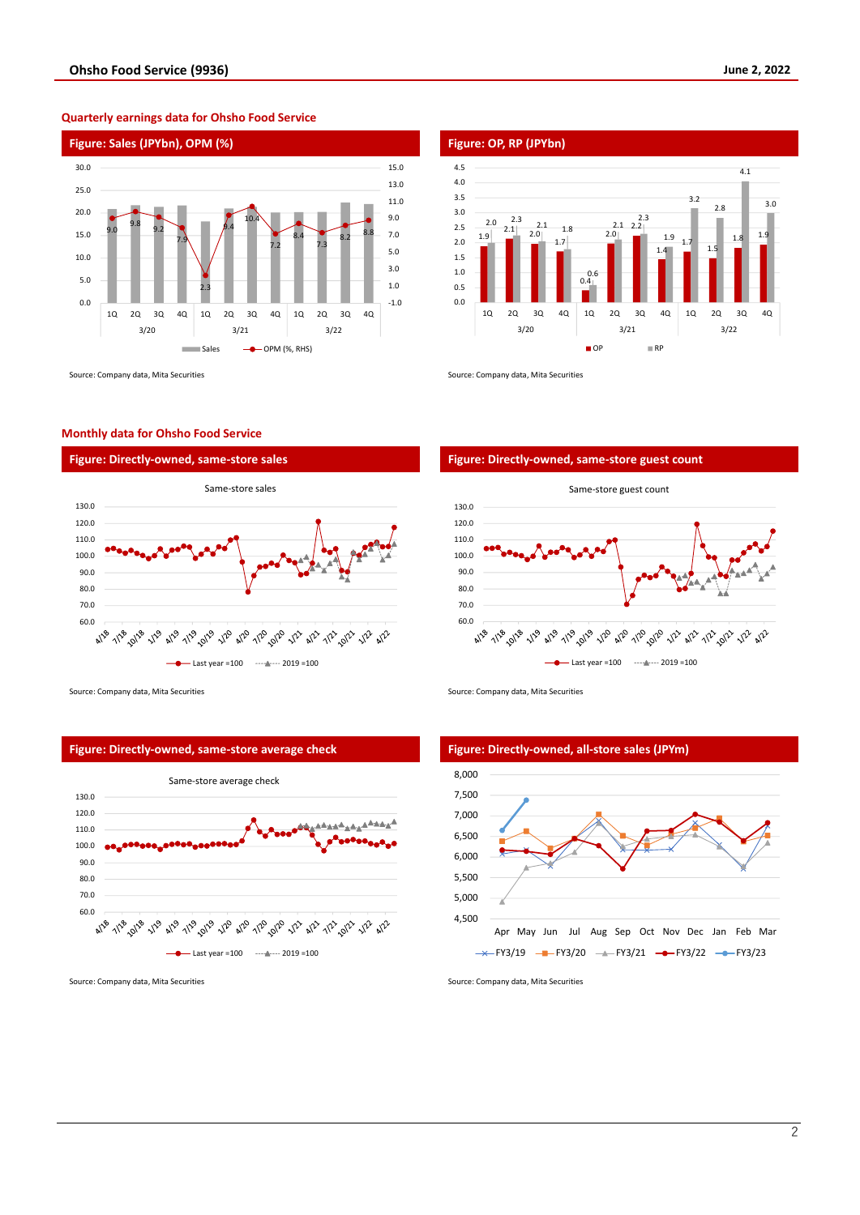## Quarterly earnings data for Ohsho Food Service

**Figure: Sales (JPYbn), OPM (%)**

| | 3/20 1Q | 2Q | 3Q | 4Q | 3/21 1Q | 2Q | 3Q | 4Q | 3/22 1Q | 2Q | 3Q | 4Q |
|---|---|---|---|---|---|---|---|---|---|---|---|---|
| OPM (%, RHS) | 9.0 | 9.8 | 9.2 | 7.9 | 2.3 | 9.4 | 10.4 | 7.2 | 8.4 | 7.3 | 8.2 | 8.8 |

Source: Company data, Mita Securities

**Figure: OP, RP (JPYbn)**

| | 3/20 1Q | 2Q | 3Q | 4Q | 3/21 1Q | 2Q | 3Q | 4Q | 3/22 1Q | 2Q | 3Q | 4Q |
|---|---|---|---|---|---|---|---|---|---|---|---|---|
| OP | 1.9 | 2.1 | 2.0 | 1.7 | 0.4 | 2.0 | 2.2 | 1.4 | 1.7 | 1.5 | 1.8 | 1.9 |
| RP | 2.0 | 2.3 | 2.1 | 1.8 | 0.6 | 2.1 | 2.3 | 1.9 | 3.2 | 2.8 | 4.1 | 3.0 |

Source: Company data, Mita Securities

## Monthly data for Ohsho Food Service

**Figure: Directly-owned, same-store sales**

Same-store sales

Last year =100 / 2019 =100

Source: Company data, Mita Securities

**Figure: Directly-owned, same-store guest count**

Same-store guest count

Last year =100 / 2019 =100

Source: Company data, Mita Securities

**Figure: Directly-owned, same-store average check**

Same-store average check

Last year =100 / 2019 =100

Source: Company data, Mita Securities

**Figure: Directly-owned, all-store sales (JPYm)**

FY3/19 / FY3/20 / FY3/21 / FY3/22 / FY3/23

Source: Company data, Mita Securities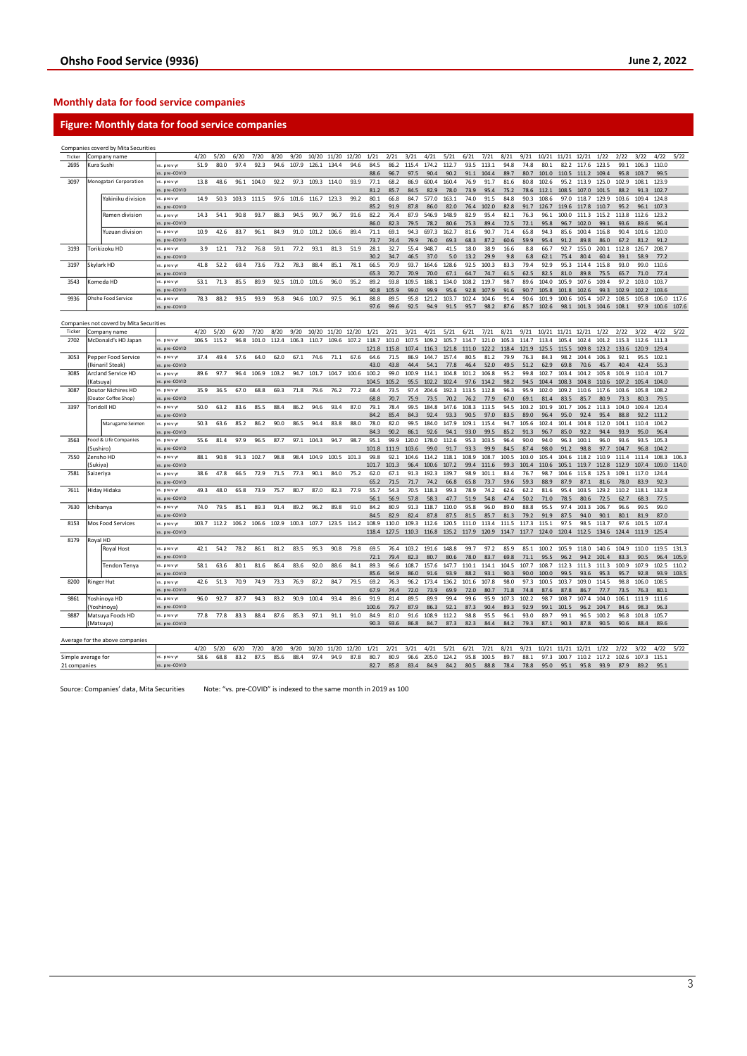## Monthly data for food service companies

## Figure: Monthly data for food service companies

Companies coverd by Mita Securities

| Ticker | Company name | | 4/20 | 5/20 | 6/20 | 7/20 | 8/20 | 9/20 | 10/20 | 11/20 | 12/20 | 1/21 | 2/21 | 3/21 | 4/21 | 5/21 | 6/21 | 7/21 | 8/21 | 9/21 | 10/21 | 11/21 | 12/21 | 1/22 | 2/22 | 3/22 | 4/22 | 5/22 |
|---|---|---|---|---|---|---|---|---|---|---|---|---|---|---|---|---|---|---|---|---|---|---|---|---|---|---|---|---|
| 2695 | Kura Sushi | vs. prev yr | 51.9 | 80.0 | 97.4 | 92.3 | 94.6 | 107.9 | 126.1 | 134.4 | 94.6 | 84.5 | 86.2 | 115.4 | 174.2 | 112.7 | 93.5 | 113.1 | 94.8 | 74.8 | 80.1 | 82.2 | 117.6 | 123.5 | 99.1 | 106.3 | 110.0 | |
| | | vs. pre-COVID | | | | | | | | | | 88.6 | 96.7 | 97.5 | 90.4 | 90.2 | 91.1 | 104.4 | 89.7 | 80.7 | 101.0 | 110.5 | 111.2 | 109.4 | 95.8 | 103.7 | 99.5 | |
| 3097 | Monogatari Corporation | vs. prev yr | 13.8 | 48.6 | 96.1 | 104.0 | 92.2 | 97.3 | 109.3 | 114.0 | 93.9 | 77.1 | 68.2 | 86.9 | 600.4 | 160.4 | 76.9 | 91.7 | 81.6 | 80.8 | 102.6 | 95.2 | 113.9 | 125.0 | 102.9 | 108.1 | 123.9 | |
| | | vs. pre-COVID | | | | | | | | | | 81.2 | 85.7 | 84.5 | 82.9 | 78.0 | 73.9 | 95.4 | 75.2 | 78.6 | 112.1 | 108.5 | 107.0 | 101.5 | 88.2 | 91.3 | 102.7 | |
| | Yakiniku division | vs. prev yr | 14.9 | 50.3 | 103.3 | 111.5 | 97.6 | 101.6 | 116.7 | 123.3 | 99.2 | 80.1 | 66.8 | 84.7 | 577.0 | 163.1 | 74.0 | 91.5 | 84.8 | 90.3 | 108.6 | 97.0 | 118.7 | 129.9 | 103.6 | 109.4 | 124.8 | |
| | | vs. pre-COVID | | | | | | | | | | 85.2 | 91.9 | 87.8 | 86.0 | 82.0 | 76.4 | 102.0 | 82.8 | 91.7 | 126.7 | 119.6 | 117.8 | 110.7 | 95.2 | 96.1 | 107.3 | |
| | Ramen division | vs. prev yr | 14.3 | 54.1 | 90.8 | 93.7 | 88.3 | 94.5 | 99.7 | 96.7 | 91.6 | 82.2 | 76.4 | 87.9 | 546.9 | 148.9 | 82.9 | 95.4 | 82.1 | 76.3 | 96.1 | 100.0 | 111.3 | 115.2 | 113.8 | 112.6 | 123.2 | |
| | | vs. pre-COVID | | | | | | | | | | 86.0 | 82.3 | 79.5 | 78.2 | 80.6 | 75.3 | 89.4 | 72.5 | 72.1 | 95.8 | 96.7 | 102.0 | 99.1 | 93.6 | 89.6 | 96.4 | |
| | Yuzuan division | vs. prev yr | 10.9 | 42.6 | 83.7 | 96.1 | 84.9 | 91.0 | 101.2 | 106.6 | 89.4 | 71.1 | 69.1 | 94.3 | 697.3 | 162.7 | 81.6 | 90.7 | 71.4 | 65.8 | 94.3 | 85.6 | 100.4 | 116.8 | 90.4 | 101.6 | 120.0 | |
| | | vs. pre-COVID | | | | | | | | | | 73.7 | 74.4 | 79.9 | 76.0 | 69.3 | 68.3 | 87.2 | 60.6 | 59.9 | 95.4 | 91.2 | 89.8 | 86.0 | 67.2 | 81.2 | 91.2 | |
| 3193 | Torikizoku HD | vs. prev yr | 3.9 | 12.1 | 73.2 | 76.8 | 59.1 | 77.2 | 93.1 | 81.3 | 51.9 | 28.1 | 32.7 | 55.4 | 948.7 | 41.5 | 18.0 | 38.9 | 16.6 | 8.8 | 66.7 | 92.7 | 155.0 | 200.1 | 112.8 | 126.7 | 208.7 | |
| | | vs. pre-COVID | | | | | | | | | | 30.2 | 34.7 | 46.5 | 37.0 | 5.0 | 13.2 | 29.9 | 9.8 | 6.8 | 62.1 | 75.4 | 80.4 | 60.4 | 39.1 | 58.9 | 77.2 | |
| 3197 | Skylark HD | vs. prev yr | 41.8 | 52.2 | 69.4 | 73.6 | 73.2 | 78.3 | 88.4 | 85.1 | 78.1 | 66.5 | 70.9 | 93.7 | 164.6 | 128.6 | 92.5 | 100.3 | 83.3 | 79.4 | 92.9 | 95.3 | 114.4 | 115.8 | 93.0 | 99.0 | 110.6 | |
| | | vs. pre-COVID | | | | | | | | | | 65.3 | 70.7 | 70.9 | 70.0 | 67.1 | 64.7 | 74.7 | 61.5 | 62.5 | 82.5 | 81.0 | 89.8 | 75.5 | 65.7 | 71.0 | 77.4 | |
| 3543 | Komeda HD | vs. prev yr | 53.1 | 71.3 | 85.5 | 89.9 | 92.5 | 101.0 | 101.6 | 96.0 | 95.2 | 89.2 | 93.8 | 109.5 | 188.1 | 134.0 | 108.2 | 119.7 | 98.7 | 89.6 | 104.0 | 105.9 | 107.6 | 109.4 | 97.2 | 103.0 | 103.7 | |
| | | vs. pre-COVID | | | | | | | | | | 90.8 | 105.9 | 99.0 | 99.9 | 95.6 | 92.8 | 107.9 | 91.6 | 90.7 | 105.8 | 101.8 | 102.6 | 99.3 | 102.9 | 102.2 | 103.6 | |
| 9936 | Ohsho Food Service | vs. prev yr | 78.3 | 88.2 | 93.5 | 93.9 | 95.8 | 94.6 | 100.7 | 97.5 | 96.1 | 88.8 | 89.5 | 95.8 | 121.2 | 103.7 | 102.4 | 104.6 | 91.4 | 90.6 | 101.9 | 100.6 | 105.4 | 107.2 | 108.5 | 105.0 | 106.0 | 117.6 |
| | | vs. pre-COVID | | | | | | | | | | 97.6 | 99.6 | 92.5 | 94.9 | 91.5 | 95.7 | 98.2 | 87.6 | 85.7 | 102.6 | 98.1 | 101.3 | 104.6 | 108.1 | 97.9 | 100.6 | 107.6 |

Companies not coverd by Mita Securities

| Ticker | Company name | | 4/20 | 5/20 | 6/20 | 7/20 | 8/20 | 9/20 | 10/20 | 11/20 | 12/20 | 1/21 | 2/21 | 3/21 | 4/21 | 5/21 | 6/21 | 7/21 | 8/21 | 9/21 | 10/21 | 11/21 | 12/21 | 1/22 | 2/22 | 3/22 | 4/22 | 5/22 |
|---|---|---|---|---|---|---|---|---|---|---|---|---|---|---|---|---|---|---|---|---|---|---|---|---|---|---|---|---|
| 2702 | McDonald's HD Japan | vs. prev yr | 106.5 | 115.2 | 96.8 | 101.0 | 112.4 | 106.3 | 110.7 | 109.6 | 107.2 | 118.7 | 101.0 | 107.5 | 109.2 | 105.7 | 114.7 | 121.0 | 105.3 | 114.7 | 113.4 | 105.4 | 102.4 | 101.2 | 115.3 | 112.6 | 111.3 | |
| | | vs. pre-COVID | | | | | | | | | | 121.8 | 115.8 | 107.4 | 116.3 | 121.8 | 111.0 | 122.2 | 118.4 | 121.9 | 125.5 | 115.5 | 109.8 | 123.2 | 133.6 | 120.9 | 129.4 | |
| 3053 | Pepper Food Service (Ikinari! Steak) | vs. prev yr | 37.4 | 49.4 | 57.6 | 64.0 | 62.0 | 67.1 | 74.6 | 71.1 | 67.6 | 64.6 | 71.5 | 86.9 | 144.7 | 157.4 | 80.5 | 81.2 | 79.9 | 76.3 | 84.3 | 98.2 | 104.4 | 106.3 | 92.1 | 95.5 | 102.1 | |
| | | vs. pre-COVID | | | | | | | | | | 43.0 | 43.8 | 44.4 | 54.1 | 77.8 | 46.4 | 52.0 | 49.5 | 51.2 | 62.9 | 69.8 | 70.6 | 45.7 | 40.4 | 42.4 | 55.3 | |
| 3085 | Arcland Service HD (Katsuya) | vs. prev yr | 89.6 | 97.7 | 96.4 | 106.9 | 103.2 | 94.7 | 101.7 | 104.7 | 100.6 | 100.2 | 99.0 | 100.9 | 114.1 | 104.8 | 101.2 | 106.8 | 95.2 | 99.8 | 102.7 | 103.4 | 104.2 | 105.8 | 101.9 | 110.4 | 101.7 | |
| | | vs. pre-COVID | | | | | | | | | | 104.5 | 105.2 | 95.5 | 102.2 | 102.4 | 97.6 | 114.2 | 98.2 | 94.5 | 104.4 | 108.3 | 104.8 | 110.6 | 107.2 | 105.4 | 104.0 | |
| 3087 | Doutor Nichires HD (Doutor Coffee Shop) | vs. prev yr | 35.9 | 36.5 | 67.0 | 68.8 | 69.3 | 71.8 | 79.6 | 76.2 | 77.2 | 68.4 | 73.5 | 97.4 | 204.6 | 192.3 | 113.5 | 112.8 | 96.3 | 95.9 | 102.0 | 109.2 | 110.6 | 117.6 | 103.6 | 105.8 | 108.2 | |
| | | vs. pre-COVID | | | | | | | | | | 68.8 | 70.7 | 75.9 | 73.5 | 70.2 | 76.2 | 77.9 | 67.0 | 69.1 | 81.4 | 83.5 | 85.7 | 80.9 | 73.3 | 80.3 | 79.5 | |
| 3397 | Toridoll HD | vs. prev yr | 50.0 | 63.2 | 83.6 | 85.5 | 88.4 | 86.2 | 94.6 | 93.4 | 87.0 | 79.1 | 78.4 | 99.5 | 184.8 | 147.6 | 108.3 | 113.5 | 94.5 | 103.2 | 101.9 | 101.7 | 106.2 | 113.3 | 104.0 | 109.4 | 120.4 | |
| | | vs. pre-COVID | | | | | | | | | | 84.2 | 85.4 | 84.3 | 92.4 | 93.3 | 90.5 | 97.0 | 83.5 | 89.0 | 96.4 | 95.0 | 92.4 | 95.4 | 88.8 | 92.2 | 111.2 | |
| | Marugame Seimen | vs. prev yr | 50.3 | 63.6 | 85.2 | 86.2 | 90.0 | 86.5 | 94.4 | 83.8 | 88.0 | 78.0 | 82.0 | 99.5 | 184.0 | 147.9 | 109.1 | 115.4 | 94.7 | 105.6 | 102.4 | 101.4 | 104.8 | 112.0 | 104.1 | 110.4 | 104.2 | |
| | | vs. pre-COVID | | | | | | | | | | 84.3 | 90.2 | 86.1 | 92.6 | 94.1 | 93.0 | 99.5 | 85.2 | 91.3 | 96.7 | 85.0 | 92.2 | 94.4 | 93.9 | 95.0 | 96.4 | |
| 3563 | Food & Life Companies (Sushiro) | vs. prev yr | 55.6 | 81.4 | 97.9 | 96.5 | 87.7 | 97.1 | 104.3 | 94.7 | 98.7 | 95.1 | 99.9 | 120.0 | 178.0 | 112.6 | 95.3 | 103.5 | 96.4 | 90.0 | 94.0 | 96.3 | 100.1 | 96.0 | 93.6 | 93.5 | 105.3 | |
| | | vs. pre-COVID | | | | | | | | | | 101.8 | 111.9 | 103.6 | 99.0 | 91.7 | 93.3 | 99.9 | 84.5 | 87.4 | 98.0 | 91.2 | 98.8 | 97.7 | 104.7 | 96.8 | 104.2 | |
| 7550 | Zensho HD (Sukiya) | vs. prev yr | 88.1 | 90.8 | 91.3 | 102.7 | 98.8 | 98.4 | 104.9 | 100.5 | 101.3 | 99.8 | 92.1 | 104.6 | 114.2 | 118.1 | 108.9 | 108.7 | 100.5 | 103.0 | 105.4 | 104.6 | 118.2 | 110.9 | 111.4 | 111.4 | 108.3 | 106.3 |
| | | vs. pre-COVID | | | | | | | | | | 101.7 | 101.3 | 96.4 | 100.6 | 107.2 | 99.4 | 111.6 | 99.3 | 101.4 | 110.6 | 105.1 | 119.7 | 112.8 | 112.9 | 107.4 | 109.0 | 114.0 |
| 7581 | Saizeriya | vs. prev yr | 38.6 | 47.8 | 66.5 | 72.9 | 71.5 | 77.3 | 90.1 | 84.0 | 75.2 | 62.0 | 67.1 | 91.3 | 192.3 | 148.9 | 98.9 | 101.1 | 83.4 | 76.7 | 98.7 | 104.6 | 115.8 | 125.3 | 109.1 | 117.0 | 124.4 | |
| | | vs. pre-COVID | | | | | | | | | | 65.2 | 71.5 | 71.7 | 74.2 | 66.8 | 65.8 | 73.7 | 59.6 | 59.3 | 88.9 | 87.9 | 87.1 | 81.6 | 78.0 | 83.9 | 92.3 | |
| 7611 | Hiday Hidaka | vs. prev yr | 49.3 | 48.0 | 65.8 | 73.9 | 75.7 | 80.7 | 87.0 | 82.3 | 77.9 | 55.7 | 54.3 | 70.5 | 118.3 | 99.3 | 78.9 | 74.2 | 62.6 | 62.2 | 81.6 | 95.4 | 103.5 | 129.2 | 110.2 | 118.1 | 132.8 | |
| | | vs. pre-COVID | | | | | | | | | | 56.1 | 56.9 | 57.8 | 58.3 | 47.7 | 51.9 | 54.8 | 47.4 | 50.2 | 71.0 | 78.5 | 80.6 | 72.5 | 62.7 | 68.3 | 77.5 | |
| 7630 | Ichibanya | vs. prev yr | 74.0 | 79.5 | 85.1 | 89.3 | 91.4 | 89.2 | 96.2 | 89.8 | 91.0 | 84.2 | 80.9 | 91.3 | 118.7 | 110.0 | 95.8 | 96.0 | 89.0 | 88.8 | 95.5 | 97.4 | 103.3 | 106.7 | 96.6 | 99.5 | 99.0 | |
| | | vs. pre-COVID | | | | | | | | | | 84.5 | 82.9 | 82.4 | 87.8 | 87.5 | 81.5 | 85.7 | 81.3 | 79.2 | 91.9 | 87.5 | 94.0 | 90.1 | 80.1 | 81.9 | 87.0 | |
| 8153 | Mos Food Services | vs. prev yr | 103.7 | 112.2 | 106.2 | 106.6 | 102.9 | 100.3 | 107.7 | 123.5 | 114.2 | 108.9 | 110.0 | 109.3 | 112.6 | 120.5 | 111.0 | 113.4 | 111.5 | 117.3 | 115.1 | 97.5 | 98.5 | 113.7 | 97.6 | 101.5 | 107.4 | |
| | | vs. pre-COVID | | | | | | | | | | 118.4 | 127.5 | 110.3 | 116.8 | 135.2 | 117.9 | 120.9 | 114.7 | 117.7 | 124.0 | 120.4 | 112.5 | 134.6 | 124.4 | 111.9 | 125.4 | |
| 8179 | Royal HD | | | | | | | | | | | | | | | | | | | | | | | | | | | |
| | Royal Host | vs. prev yr | 42.1 | 54.2 | 78.2 | 86.1 | 81.2 | 83.5 | 95.3 | 90.8 | 79.8 | 69.5 | 76.4 | 103.2 | 191.6 | 148.8 | 99.7 | 97.2 | 85.9 | 85.1 | 100.2 | 105.9 | 118.0 | 140.6 | 104.9 | 110.0 | 119.5 | 131.3 |
| | | vs. pre-COVID | | | | | | | | | | 72.1 | 79.4 | 82.3 | 80.7 | 80.6 | 78.0 | 83.7 | 69.8 | 71.1 | 95.5 | 96.2 | 94.2 | 101.4 | 83.3 | 90.5 | 96.4 | 105.9 |
| | Tendon Tenya | vs. prev yr | 58.1 | 63.6 | 80.1 | 81.6 | 86.4 | 83.6 | 92.0 | 88.6 | 84.1 | 89.3 | 96.6 | 108.7 | 157.6 | 147.7 | 110.1 | 114.1 | 104.5 | 107.7 | 108.7 | 112.3 | 111.3 | 111.3 | 100.9 | 107.9 | 102.5 | 110.2 |
| | | vs. pre-COVID | | | | | | | | | | 85.6 | 94.9 | 86.0 | 91.6 | 93.9 | 88.2 | 93.1 | 90.3 | 90.0 | 100.0 | 99.5 | 93.6 | 95.3 | 95.7 | 92.8 | 93.9 | 103.5 |
| 8200 | Ringer Hut | vs. prev yr | 42.6 | 51.3 | 70.9 | 74.9 | 73.3 | 76.9 | 87.2 | 84.7 | 79.5 | 69.2 | 76.3 | 96.2 | 173.4 | 136.2 | 101.6 | 107.8 | 98.0 | 97.3 | 100.5 | 103.7 | 109.0 | 114.5 | 98.8 | 106.0 | 108.5 | |
| | | vs. pre-COVID | | | | | | | | | | 67.9 | 74.4 | 72.0 | 73.9 | 69.9 | 72.0 | 80.7 | 71.8 | 74.8 | 87.6 | 87.8 | 86.7 | 77.7 | 73.5 | 76.3 | 80.1 | |
| 9861 | Yoshinoya HD (Yoshinoya) | vs. prev yr | 96.0 | 92.7 | 87.7 | 94.3 | 83.2 | 90.9 | 100.4 | 93.4 | 89.6 | 91.9 | 81.4 | 89.5 | 89.9 | 99.4 | 99.6 | 95.9 | 107.3 | 102.2 | 98.7 | 108.7 | 107.4 | 104.0 | 106.1 | 111.9 | 111.6 | |
| | | vs. pre-COVID | | | | | | | | | | 100.6 | 79.7 | 87.9 | 86.3 | 92.1 | 87.3 | 90.4 | 89.3 | 92.9 | 99.1 | 101.5 | 96.2 | 104.7 | 84.6 | 98.3 | 96.3 | |
| 9887 | Matsuya Foods HD (Matsuya) | vs. prev yr | 77.8 | 77.8 | 83.3 | 88.4 | 87.6 | 85.3 | 97.1 | 91.1 | 91.0 | 84.9 | 81.0 | 91.6 | 108.9 | 112.2 | 98.8 | 95.5 | 96.1 | 93.0 | 89.7 | 99.1 | 96.5 | 100.2 | 96.8 | 101.8 | 105.7 | |
| | | vs. pre-COVID | | | | | | | | | | 90.3 | 93.6 | 86.8 | 84.7 | 87.3 | 82.3 | 84.4 | 84.2 | 79.3 | 87.1 | 90.3 | 87.8 | 90.5 | 90.6 | 88.4 | 89.6 | |

Average for the above companies

| | | 4/20 | 5/20 | 6/20 | 7/20 | 8/20 | 9/20 | 10/20 | 11/20 | 12/20 | 1/21 | 2/21 | 3/21 | 4/21 | 5/21 | 6/21 | 7/21 | 8/21 | 9/21 | 10/21 | 11/21 | 12/21 | 1/22 | 2/22 | 3/22 | 4/22 | 5/22 |
|---|---|---|---|---|---|---|---|---|---|---|---|---|---|---|---|---|---|---|---|---|---|---|---|---|---|---|---|
| Simple average for | vs. prev yr | 58.6 | 68.8 | 83.2 | 87.5 | 85.6 | 88.4 | 97.4 | 94.9 | 87.8 | 80.7 | 80.9 | 96.6 | 205.0 | 124.2 | 95.8 | 100.5 | 89.7 | 88.1 | 97.3 | 100.7 | 110.2 | 117.2 | 102.6 | 107.3 | 115.1 | |
| 21 companies | vs. pre-COVID | | | | | | | | | | 82.7 | 85.8 | 83.4 | 84.9 | 84.2 | 80.5 | 88.8 | 78.4 | 78.8 | 95.0 | 95.1 | 95.8 | 93.9 | 87.9 | 89.2 | 95.1 | |

Source: Companies' data, Mita Securities Note: "vs. pre-COVID" is indexed to the same month in 2019 as 100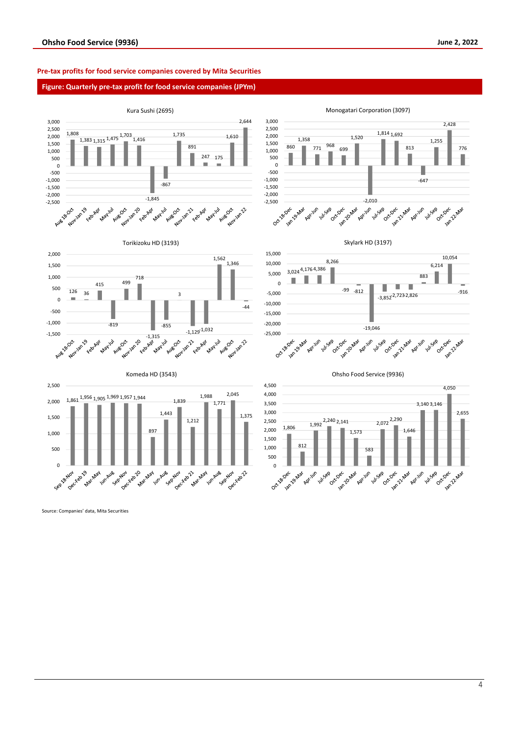**Pre-tax profits for food service companies covered by Mita Securities**

**Figure: Quarterly pre-tax profit for food service companies (JPYm)**

Kura Sushi (2695)

| Aug 18-Oct | Nov-Jan 19 | Feb-Apr | May-Jul | Aug-Oct | Nov-Jan 20 | Feb-Apr | May-Jul | Aug-Oct | Nov-Jan 21 | Feb-Apr | May-Jul | Aug-Oct | Nov-Jan 22 |
|---|---|---|---|---|---|---|---|---|---|---|---|---|---|
| 1,808 | 1,383 | 1,315 | 1,475 | 1,703 | 1,416 | -1,845 | -867 | 1,735 | 891 | 247 | 175 | 1,610 | 2,644 |

Monogatari Corporation (3097)

| Oct 18-Dec | Jan 19-Mar | Apr-Jun | Jul-Sep | Oct-Dec | Jan 20-Mar | Apr-Jun | Jul-Sep | Oct-Dec | Jan 21-Mar | Apr-Jun | Jul-Sep | Oct-Dec | Jan 22-Mar |
|---|---|---|---|---|---|---|---|---|---|---|---|---|---|
| 860 | 1,358 | 771 | 968 | 699 | 1,520 | -2,010 | 1,814 | 1,692 | 813 | -647 | 1,255 | 2,428 | 776 |

Torikizoku HD (3193)

| Aug 18-Oct | Nov-Jan 19 | Feb-Apr | May-Jul | Aug-Oct | Nov-Jan 20 | Feb-Apr | May-Jul | Aug-Oct | Nov-Jan 21 | Feb-Apr | May-Jul | Aug-Oct | Nov-Jan 22 |
|---|---|---|---|---|---|---|---|---|---|---|---|---|---|
| 126 | 36 | 415 | -819 | 499 | 718 | -1,315 | -855 | 3 | -1,129 | -1,032 | 1,562 | 1,346 | -44 |

Skylark HD (3197)

| Oct 18-Dec | Jan 19-Mar | Apr-Jun | Jul-Sep | Oct-Dec | Jan 20-Mar | Apr-Jun | Jul-Sep | Oct-Dec | Jan 21-Mar | Apr-Jun | Jul-Sep | Oct-Dec | Jan 22-Mar |
|---|---|---|---|---|---|---|---|---|---|---|---|---|---|
| 3,024 | 4,176 | 4,386 | 8,266 | -99 | -812 | -19,046 | -3,852 | -2,723 | -2,826 | 883 | 6,214 | 10,054 | -916 |

Komeda HD (3543)

| Sep 18-Nov | Dec-Feb 19 | Mar-May | Jun-Aug | Sep-Nov | Dec-Feb 20 | Mar-May | Jun-Aug | Sep-Nov | Dec-Feb 21 | Mar-May | Jun-Aug | Sep-Nov | Dec-Feb 22 |
|---|---|---|---|---|---|---|---|---|---|---|---|---|---|
| 1,861 | 1,956 | 1,905 | 1,969 | 1,957 | 1,944 | 897 | 1,443 | 1,839 | 1,212 | 1,988 | 1,771 | 2,045 | 1,375 |

Ohsho Food Service (9936)

| Oct 18-Dec | Jan 19-Mar | Apr-Jun | Jul-Sep | Oct-Dec | Jan 20-Mar | Apr-Jun | Jul-Sep | Oct-Dec | Jan 21-Mar | Apr-Jun | Jul-Sep | Oct-Dec | Jan 22-Mar |
|---|---|---|---|---|---|---|---|---|---|---|---|---|---|
| 1,806 | 812 | 1,992 | 2,240 | 2,141 | 1,573 | 583 | 2,072 | 2,290 | 1,646 | 3,140 | 3,146 | 4,050 | 2,655 |

Source: Companies' data, Mita Securities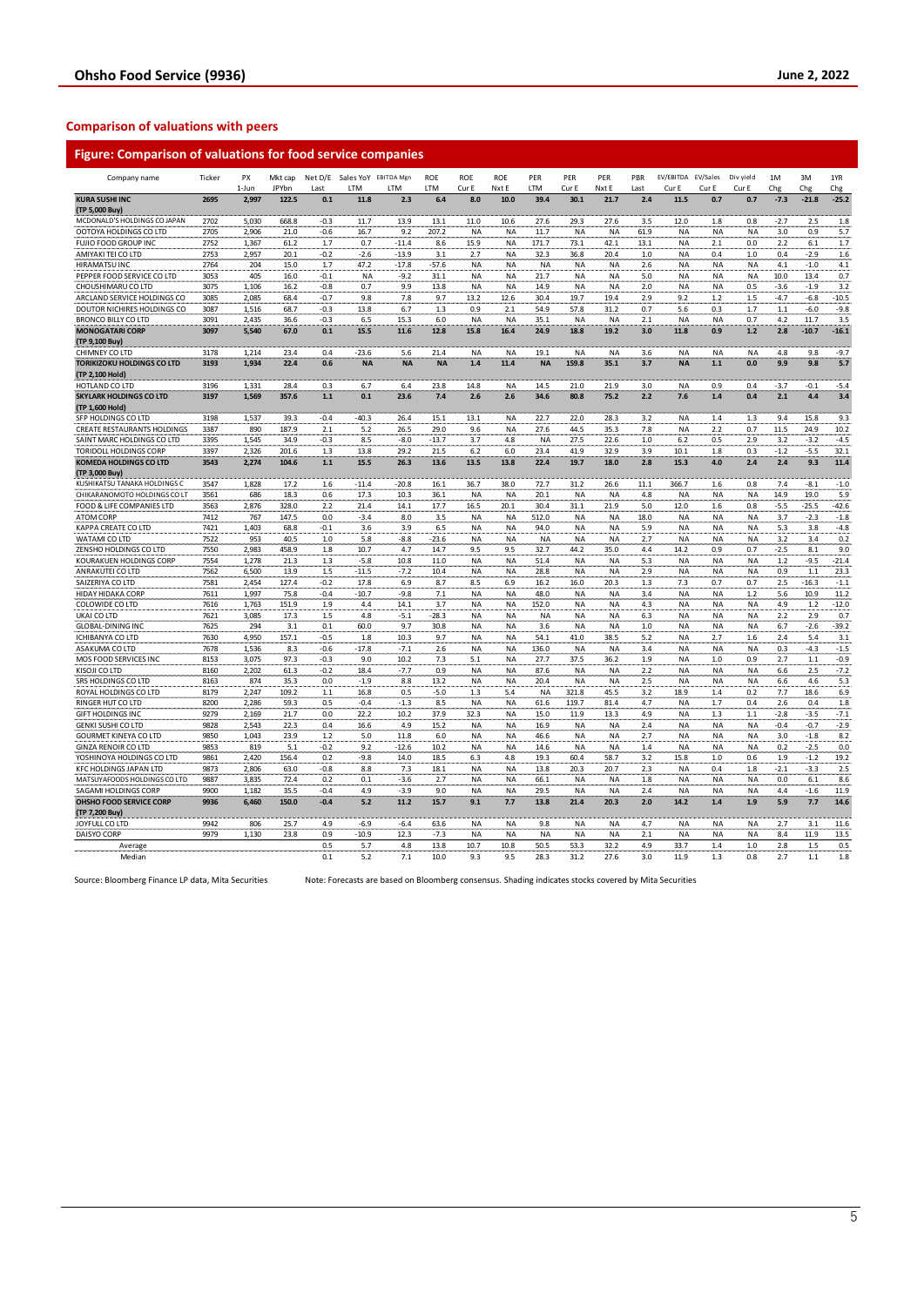## Comparison of valuations with peers

### Figure: Comparison of valuations for food service companies

| Company name | Ticker | PX 1-Jun | Mkt cap JPYbn | Net D/E Last | Sales YoY LTM | EBITDA Mgn LTM | ROE LTM | ROE Cur E | ROE Nxt E | PER LTM | PER Cur E | PER Nxt E | PBR Last | EV/EBITDA Cur E | EV/Sales Cur E | Div yield Cur E | 1M Chg | 3M Chg | 1YR Chg |
|---|---|---|---|---|---|---|---|---|---|---|---|---|---|---|---|---|---|---|---|
| **KURA SUSHI INC (TP 5,000 Buy)** | **2695** | **2,997** | **122.5** | **0.1** | **11.8** | **2.3** | **6.4** | **8.0** | **10.0** | **39.4** | **30.1** | **21.7** | **2.4** | **11.5** | **0.7** | **0.7** | **-7.3** | **-21.8** | **-25.2** |
| MCDONALD'S HOLDINGS CO JAPAN | 2702 | 5,030 | 668.8 | -0.3 | 11.7 | 13.9 | 13.1 | 11.0 | 10.6 | 27.6 | 29.3 | 27.6 | 3.5 | 12.0 | 1.8 | 0.8 | -2.7 | 2.5 | 1.8 |
| OOTOYA HOLDINGS CO LTD | 2705 | 2,906 | 21.0 | -0.6 | 16.7 | 9.2 | 207.2 | NA | NA | 11.7 | NA | NA | 61.9 | NA | NA | NA | 3.0 | 0.9 | 5.7 |
| FUJIO FOOD GROUP INC | 2752 | 1,367 | 61.2 | 1.7 | 0.7 | -11.4 | 8.6 | 15.9 | NA | 171.7 | 73.1 | 42.1 | 13.1 | NA | 2.1 | 0.0 | 2.2 | 6.1 | 1.7 |
| AMIYAKI TEI CO LTD | 2753 | 2,957 | 20.1 | -0.2 | -2.6 | -13.9 | 3.1 | 2.7 | NA | 32.3 | 36.8 | 20.4 | 1.0 | NA | 0.4 | 1.0 | 0.4 | -2.9 | 1.6 |
| HIRAMATSU INC | 2764 | 204 | 15.0 | 1.7 | 47.2 | -17.8 | -57.6 | NA | NA | NA | NA | NA | 2.6 | NA | NA | NA | 4.1 | -1.0 | 4.1 |
| PEPPER FOOD SERVICE CO LTD | 3053 | 405 | 16.0 | -0.1 | NA | -9.2 | 31.1 | NA | NA | 21.7 | NA | NA | 5.0 | NA | NA | NA | 10.0 | 13.4 | 0.7 |
| CHOUSHIMARU CO LTD | 3075 | 1,106 | 16.2 | -0.8 | 0.7 | 9.9 | 13.8 | NA | NA | 14.9 | NA | NA | 2.0 | NA | NA | 0.5 | -3.6 | -1.9 | 3.2 |
| ARCLAND SERVICE HOLDINGS CO | 3085 | 2,085 | 68.4 | -0.7 | 9.8 | 7.8 | 9.7 | 13.2 | 12.6 | 30.4 | 19.7 | 19.4 | 2.9 | 9.2 | 1.2 | 1.5 | -4.7 | -6.8 | -10.5 |
| DOUTOR NICHIRES HOLDINGS CO | 3087 | 1,516 | 68.7 | -0.3 | 13.8 | 6.7 | 1.3 | 0.9 | 2.1 | 54.9 | 57.8 | 31.2 | 0.7 | 5.6 | 0.3 | 1.7 | 1.1 | -6.0 | -9.8 |
| BRONCO BILLY CO LTD | 3091 | 2,435 | 36.6 | -0.3 | 6.5 | 15.3 | 6.0 | NA | NA | 35.1 | NA | NA | 2.1 | NA | NA | 0.7 | 4.2 | 11.7 | 3.5 |
| **MONOGATARI CORP (TP 9,100 Buy)** | **3097** | **5,540** | **67.0** | **0.1** | **15.5** | **11.6** | **12.8** | **15.8** | **16.4** | **24.9** | **18.8** | **19.2** | **3.0** | **11.8** | **0.9** | **1.2** | **2.8** | **-10.7** | **-16.1** |
| CHIMNEY CO LTD | 3178 | 1,214 | 23.4 | 0.4 | -23.6 | 5.6 | 21.4 | NA | NA | 19.1 | NA | NA | 3.6 | NA | NA | NA | 4.8 | 9.8 | -9.7 |
| **TORIKIZOKU HOLDINGS CO LTD (TP 2,100 Hold)** | **3193** | **1,934** | **22.4** | **0.6** | **NA** | **NA** | **NA** | **1.4** | **11.4** | **NA** | **159.8** | **35.1** | **3.7** | **NA** | **1.1** | **0.0** | **9.9** | **9.8** | **5.7** |
| HOTLAND CO LTD | 3196 | 1,331 | 28.4 | 0.3 | 6.7 | 6.4 | 23.8 | 14.8 | NA | 14.5 | 21.0 | 21.9 | 3.0 | NA | 0.9 | 0.4 | -3.7 | -0.1 | -5.4 |
| **SKYLARK HOLDINGS CO LTD (TP 1,600 Hold)** | **3197** | **1,569** | **357.6** | **1.1** | **0.1** | **23.6** | **7.4** | **2.6** | **2.6** | **34.6** | **80.8** | **75.2** | **2.2** | **7.6** | **1.4** | **0.4** | **2.1** | **4.4** | **3.4** |
| SFP HOLDINGS CO LTD | 3198 | 1,537 | 39.3 | -0.4 | -40.3 | 26.4 | 15.1 | 13.1 | NA | 22.7 | 22.0 | 28.3 | 3.2 | NA | 1.4 | 1.3 | 9.4 | 15.8 | 9.3 |
| CREATE RESTAURANTS HOLDINGS | 3387 | 890 | 187.9 | 2.1 | 5.2 | 26.5 | 29.0 | 9.6 | NA | 27.6 | 44.5 | 35.3 | 7.8 | NA | 2.2 | 0.7 | 11.5 | 24.9 | 10.2 |
| SAINT MARC HOLDINGS CO LTD | 3395 | 1,545 | 34.9 | -0.3 | 8.5 | -8.0 | -13.7 | 3.7 | 4.8 | NA | 27.5 | 22.6 | 1.0 | 6.2 | 0.5 | 2.9 | 3.2 | -3.2 | -4.5 |
| TORIDOLL HOLDINGS CORP | 3397 | 2,326 | 201.6 | 1.3 | 13.8 | 29.2 | 21.5 | 6.2 | 6.0 | 23.4 | 41.9 | 32.9 | 3.9 | 10.1 | 1.8 | 0.3 | -1.2 | -5.5 | 32.1 |
| **KOMEDA HOLDINGS CO LTD (TP 3,000 Buy)** | **3543** | **2,274** | **104.6** | **1.1** | **15.5** | **26.3** | **13.6** | **13.5** | **13.8** | **22.4** | **19.7** | **18.0** | **2.8** | **15.3** | **4.0** | **2.4** | **2.4** | **9.3** | **11.4** |
| KUSHIKATSU TANAKA HOLDINGS C | 3547 | 1,828 | 17.2 | 1.6 | -11.4 | -20.8 | 16.1 | 36.7 | 38.0 | 72.7 | 31.2 | 26.6 | 11.1 | 366.7 | 1.6 | 0.8 | 7.4 | -8.1 | -1.0 |
| CHIKARANOMOTO HOLDINGS CO LT | 3561 | 686 | 18.3 | 0.6 | 17.3 | 10.3 | 36.1 | NA | NA | 20.1 | NA | NA | 4.8 | NA | NA | NA | 14.9 | 19.0 | 5.9 |
| FOOD & LIFE COMPANIES LTD | 3563 | 2,876 | 328.0 | 2.2 | 21.4 | 14.1 | 17.7 | 16.5 | 20.1 | 30.4 | 31.1 | 21.9 | 5.0 | 12.0 | 1.6 | 0.8 | -5.5 | -25.5 | -42.6 |
| ATOM CORP | 7412 | 767 | 147.5 | 0.0 | -3.4 | 8.0 | 3.5 | NA | NA | 512.0 | NA | NA | 18.0 | NA | NA | NA | 3.7 | -2.3 | -1.8 |
| KAPPA CREATE CO LTD | 7421 | 1,403 | 68.8 | -0.1 | 3.6 | 3.9 | 6.5 | NA | NA | 94.0 | NA | NA | 5.9 | NA | NA | NA | 5.3 | 3.8 | -4.8 |
| WATAMI CO LTD | 7522 | 953 | 40.5 | 1.0 | 5.8 | -8.8 | -23.6 | NA | NA | NA | NA | NA | 2.7 | NA | NA | NA | 3.2 | 3.4 | 0.2 |
| ZENSHO HOLDINGS CO LTD | 7550 | 2,983 | 458.9 | 1.8 | 10.7 | 4.7 | 14.7 | 9.5 | 9.5 | 32.7 | 44.2 | 35.0 | 4.4 | 14.2 | 0.9 | 0.7 | -2.5 | 8.1 | 9.0 |
| KOURAKUEN HOLDINGS CORP | 7554 | 1,278 | 21.3 | 1.3 | -5.8 | 10.8 | 11.0 | NA | NA | 51.4 | NA | NA | 5.3 | NA | NA | NA | 1.2 | -9.5 | -21.4 |
| ANRAKUTEI CO LTD | 7562 | 6,500 | 13.9 | 1.5 | -11.5 | -7.2 | 10.4 | NA | NA | 28.8 | NA | NA | 2.9 | NA | NA | NA | 0.9 | 1.1 | 23.3 |
| SAIZERIYA CO LTD | 7581 | 2,454 | 127.4 | -0.2 | 17.8 | 6.9 | 8.7 | 8.5 | 6.9 | 16.2 | 16.0 | 20.3 | 1.3 | 7.3 | 0.7 | 0.7 | 2.5 | -16.3 | -1.1 |
| HIDAY HIDAKA CORP | 7611 | 1,997 | 75.8 | -0.4 | -10.7 | -9.8 | 7.1 | NA | NA | 48.0 | NA | NA | 3.4 | NA | NA | 1.2 | 5.6 | 10.9 | 11.2 |
| COLOWIDE CO LTD | 7616 | 1,763 | 151.9 | 1.9 | 4.4 | 14.1 | 3.7 | NA | NA | 152.0 | NA | NA | 4.3 | NA | NA | NA | 4.9 | 1.2 | -12.0 |
| UKAI CO LTD | 7621 | 3,085 | 17.3 | 1.5 | 4.8 | -5.1 | -28.3 | NA | NA | NA | NA | NA | 6.3 | NA | NA | NA | 2.2 | 2.9 | 0.7 |
| GLOBAL-DINING INC | 7625 | 294 | 3.1 | 0.1 | 60.0 | 9.7 | 30.8 | NA | NA | 3.6 | NA | NA | 1.0 | NA | NA | NA | 6.7 | -2.6 | -39.2 |
| ICHIBANYA CO LTD | 7630 | 4,950 | 157.1 | -0.5 | 1.8 | 10.3 | 9.7 | NA | NA | 54.1 | 41.0 | 38.5 | 5.2 | NA | 2.7 | 1.6 | 2.4 | 5.4 | 3.1 |
| ASAKUMA CO LTD | 7678 | 1,536 | 8.3 | -0.6 | -17.8 | -7.1 | 2.6 | NA | NA | 136.0 | NA | NA | 3.4 | NA | NA | NA | 0.3 | -4.3 | -1.5 |
| MOS FOOD SERVICES INC | 8153 | 3,075 | 97.3 | -0.3 | 9.0 | 10.2 | 7.3 | 5.1 | NA | 27.7 | 37.5 | 36.2 | 1.9 | NA | 1.0 | 0.9 | 2.7 | 1.1 | -0.9 |
| KISOJI CO LTD | 8160 | 2,202 | 61.3 | -0.2 | 18.4 | -7.7 | 0.9 | NA | NA | 87.6 | NA | NA | 2.2 | NA | NA | NA | 6.6 | 2.5 | -7.2 |
| SRS HOLDINGS CO LTD | 8163 | 874 | 35.3 | 0.0 | -1.9 | 8.8 | 13.2 | NA | NA | 20.4 | NA | NA | 2.5 | NA | NA | NA | 6.6 | 4.6 | 5.3 |
| ROYAL HOLDINGS CO LTD | 8179 | 2,247 | 109.2 | 1.1 | 16.8 | 0.5 | -5.0 | 1.3 | 5.4 | NA | 321.8 | 45.5 | 3.2 | 18.9 | 1.4 | 0.2 | 7.7 | 18.6 | 6.9 |
| RINGER HUT CO LTD | 8200 | 2,286 | 59.3 | 0.5 | -0.4 | -1.3 | 8.5 | NA | NA | 61.6 | 119.7 | 81.4 | 4.7 | NA | 1.7 | 0.4 | 2.6 | 0.4 | 1.8 |
| GIFT HOLDINGS INC | 9279 | 2,169 | 21.7 | 0.0 | 22.2 | 10.2 | 37.9 | 32.3 | NA | 15.0 | 11.9 | 13.3 | 4.9 | NA | 1.3 | 1.1 | -2.8 | -3.5 | -7.1 |
| GENKI SUSHI CO LTD | 9828 | 2,543 | 22.3 | 0.4 | 16.6 | 4.9 | 15.2 | NA | NA | 16.9 | NA | NA | 2.4 | NA | NA | NA | -0.4 | -0.7 | -2.9 |
| GOURMET KINEYA CO LTD | 9850 | 1,043 | 23.9 | 1.2 | 5.0 | 11.8 | 6.0 | NA | NA | 46.6 | NA | NA | 2.7 | NA | NA | NA | 3.0 | -1.8 | 8.2 |
| GINZA RENOIR CO LTD | 9853 | 819 | 5.1 | -0.2 | 9.2 | -12.6 | 10.2 | NA | NA | 14.6 | NA | NA | 1.4 | NA | NA | NA | 0.2 | -2.5 | 0.0 |
| YOSHINOYA HOLDINGS CO LTD | 9861 | 2,420 | 156.4 | 0.2 | -9.8 | 14.0 | 18.5 | 6.3 | 4.8 | 19.3 | 60.4 | 58.7 | 3.2 | 15.8 | 1.0 | 0.6 | 1.9 | -1.2 | 19.2 |
| KFC HOLDINGS JAPAN LTD | 9873 | 2,806 | 63.0 | -0.8 | 8.8 | 7.3 | 18.1 | NA | NA | 13.8 | 20.3 | 20.7 | 2.3 | NA | 0.4 | 1.8 | -2.1 | -3.3 | 2.5 |
| MATSUYAFOODS HOLDINGS CO LTD | 9887 | 3,835 | 72.4 | 0.2 | 0.1 | -3.6 | 2.7 | NA | NA | 66.1 | NA | NA | 1.8 | NA | NA | NA | 0.0 | 6.1 | 8.6 |
| SAGAMI HOLDINGS CORP | 9900 | 1,182 | 35.5 | -0.4 | 4.9 | -3.9 | 9.0 | NA | NA | 29.5 | NA | NA | 2.4 | NA | NA | NA | 4.4 | -1.6 | 11.9 |
| **OHSHO FOOD SERVICE CORP (TP 7,200 Buy)** | **9936** | **6,460** | **150.0** | **-0.4** | **5.2** | **11.2** | **15.7** | **9.1** | **7.7** | **13.8** | **21.4** | **20.3** | **2.0** | **14.2** | **1.4** | **1.9** | **5.9** | **7.7** | **14.6** |
| JOYFULL CO LTD | 9942 | 806 | 25.7 | 4.9 | -6.9 | -6.4 | 63.6 | NA | NA | 9.8 | NA | NA | 4.7 | NA | NA | NA | 2.7 | 3.1 | 11.6 |
| DAISYO CORP | 9979 | 1,130 | 23.8 | 0.9 | -10.9 | 12.3 | -7.3 | NA | NA | NA | NA | NA | 2.1 | NA | NA | NA | 8.4 | 11.9 | 13.5 |
| Average | | | | 0.5 | 5.7 | 4.8 | 13.8 | 10.7 | 10.8 | 50.5 | 53.3 | 32.2 | 4.9 | 33.7 | 1.4 | 1.0 | 2.8 | 1.5 | 0.5 |
| Median | | | | 0.1 | 5.2 | 7.1 | 10.0 | 9.3 | 9.5 | 28.3 | 31.2 | 27.6 | 3.0 | 11.9 | 1.3 | 0.8 | 2.7 | 1.1 | 1.8 |

Source: Bloomberg Finance LP data, Mita Securities    Note: Forecasts are based on Bloomberg consensus. Shading indicates stocks covered by Mita Securities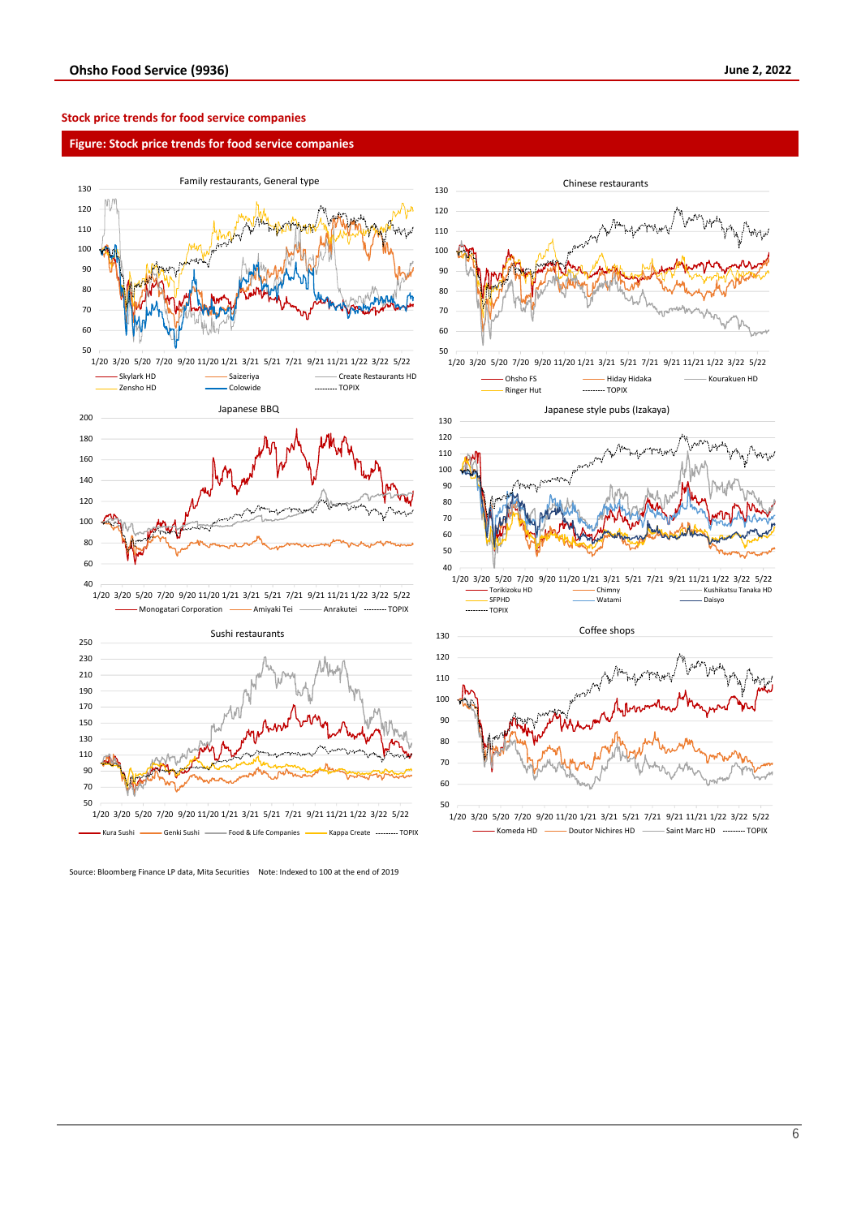## Stock price trends for food service companies

**Figure: Stock price trends for food service companies**

Family restaurants, General type

Skylark HD, Saizeriya, Create Restaurants HD, Zensho HD, Colowide, TOPIX

Chinese restaurants

Ohsho FS, Hiday Hidaka, Kourakuen HD, Ringer Hut, TOPIX

Japanese BBQ

Monogatari Corporation, Amiyaki Tei, Anrakutei, TOPIX

Japanese style pubs (Izakaya)

Torikizoku HD, Chimny, Kushikatsu Tanaka HD, SFPHD, Watami, Daisyo, TOPIX

Sushi restaurants

Kura Sushi, Genki Sushi, Food & Life Companies, Kappa Create, TOPIX

Coffee shops

Komeda HD, Doutor Nichires HD, Saint Marc HD, TOPIX

Source: Bloomberg Finance LP data, Mita Securities Note: Indexed to 100 at the end of 2019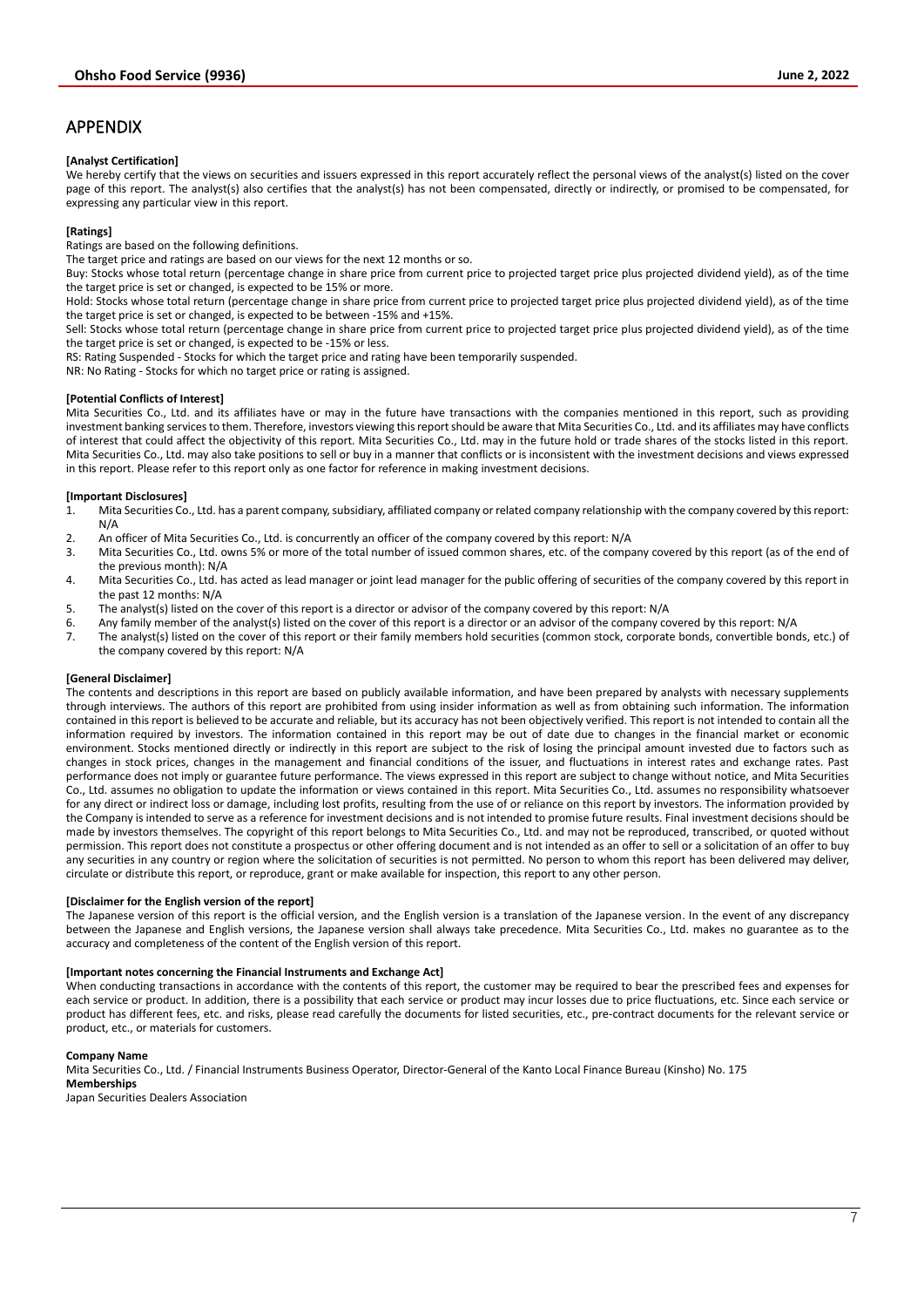# APPENDIX

**[Analyst Certification]**

We hereby certify that the views on securities and issuers expressed in this report accurately reflect the personal views of the analyst(s) listed on the cover page of this report. The analyst(s) also certifies that the analyst(s) has not been compensated, directly or indirectly, or promised to be compensated, for expressing any particular view in this report.

**[Ratings]**

Ratings are based on the following definitions.

The target price and ratings are based on our views for the next 12 months or so.

Buy: Stocks whose total return (percentage change in share price from current price to projected target price plus projected dividend yield), as of the time the target price is set or changed, is expected to be 15% or more.

Hold: Stocks whose total return (percentage change in share price from current price to projected target price plus projected dividend yield), as of the time the target price is set or changed, is expected to be between -15% and +15%.

Sell: Stocks whose total return (percentage change in share price from current price to projected target price plus projected dividend yield), as of the time the target price is set or changed, is expected to be -15% or less.

RS: Rating Suspended - Stocks for which the target price and rating have been temporarily suspended.

NR: No Rating - Stocks for which no target price or rating is assigned.

**[Potential Conflicts of Interest]**

Mita Securities Co., Ltd. and its affiliates have or may in the future have transactions with the companies mentioned in this report, such as providing investment banking services to them. Therefore, investors viewing this report should be aware that Mita Securities Co., Ltd. and its affiliates may have conflicts of interest that could affect the objectivity of this report. Mita Securities Co., Ltd. may in the future hold or trade shares of the stocks listed in this report. Mita Securities Co., Ltd. may also take positions to sell or buy in a manner that conflicts or is inconsistent with the investment decisions and views expressed in this report. Please refer to this report only as one factor for reference in making investment decisions.

**[Important Disclosures]**

1. Mita Securities Co., Ltd. has a parent company, subsidiary, affiliated company or related company relationship with the company covered by this report: N/A
2. An officer of Mita Securities Co., Ltd. is concurrently an officer of the company covered by this report: N/A
3. Mita Securities Co., Ltd. owns 5% or more of the total number of issued common shares, etc. of the company covered by this report (as of the end of the previous month): N/A
4. Mita Securities Co., Ltd. has acted as lead manager or joint lead manager for the public offering of securities of the company covered by this report in the past 12 months: N/A
5. The analyst(s) listed on the cover of this report is a director or advisor of the company covered by this report: N/A
6. Any family member of the analyst(s) listed on the cover of this report is a director or an advisor of the company covered by this report: N/A
7. The analyst(s) listed on the cover of this report or their family members hold securities (common stock, corporate bonds, convertible bonds, etc.) of the company covered by this report: N/A

**[General Disclaimer]**

The contents and descriptions in this report are based on publicly available information, and have been prepared by analysts with necessary supplements through interviews. The authors of this report are prohibited from using insider information as well as from obtaining such information. The information contained in this report is believed to be accurate and reliable, but its accuracy has not been objectively verified. This report is not intended to contain all the information required by investors. The information contained in this report may be out of date due to changes in the financial market or economic environment. Stocks mentioned directly or indirectly in this report are subject to the risk of losing the principal amount invested due to factors such as changes in stock prices, changes in the management and financial conditions of the issuer, and fluctuations in interest rates and exchange rates. Past performance does not imply or guarantee future performance. The views expressed in this report are subject to change without notice, and Mita Securities Co., Ltd. assumes no obligation to update the information or views contained in this report. Mita Securities Co., Ltd. assumes no responsibility whatsoever for any direct or indirect loss or damage, including lost profits, resulting from the use of or reliance on this report by investors. The information provided by the Company is intended to serve as a reference for investment decisions and is not intended to promise future results. Final investment decisions should be made by investors themselves. The copyright of this report belongs to Mita Securities Co., Ltd. and may not be reproduced, transcribed, or quoted without permission. This report does not constitute a prospectus or other offering document and is not intended as an offer to sell or a solicitation of an offer to buy any securities in any country or region where the solicitation of securities is not permitted. No person to whom this report has been delivered may deliver, circulate or distribute this report, or reproduce, grant or make available for inspection, this report to any other person.

**[Disclaimer for the English version of the report]**

The Japanese version of this report is the official version, and the English version is a translation of the Japanese version. In the event of any discrepancy between the Japanese and English versions, the Japanese version shall always take precedence. Mita Securities Co., Ltd. makes no guarantee as to the accuracy and completeness of the content of the English version of this report.

**[Important notes concerning the Financial Instruments and Exchange Act]**

When conducting transactions in accordance with the contents of this report, the customer may be required to bear the prescribed fees and expenses for each service or product. In addition, there is a possibility that each service or product may incur losses due to price fluctuations, etc. Since each service or product has different fees, etc. and risks, please read carefully the documents for listed securities, etc., pre-contract documents for the relevant service or product, etc., or materials for customers.

**Company Name**

Mita Securities Co., Ltd. / Financial Instruments Business Operator, Director-General of the Kanto Local Finance Bureau (Kinsho) No. 175

**Memberships**

Japan Securities Dealers Association